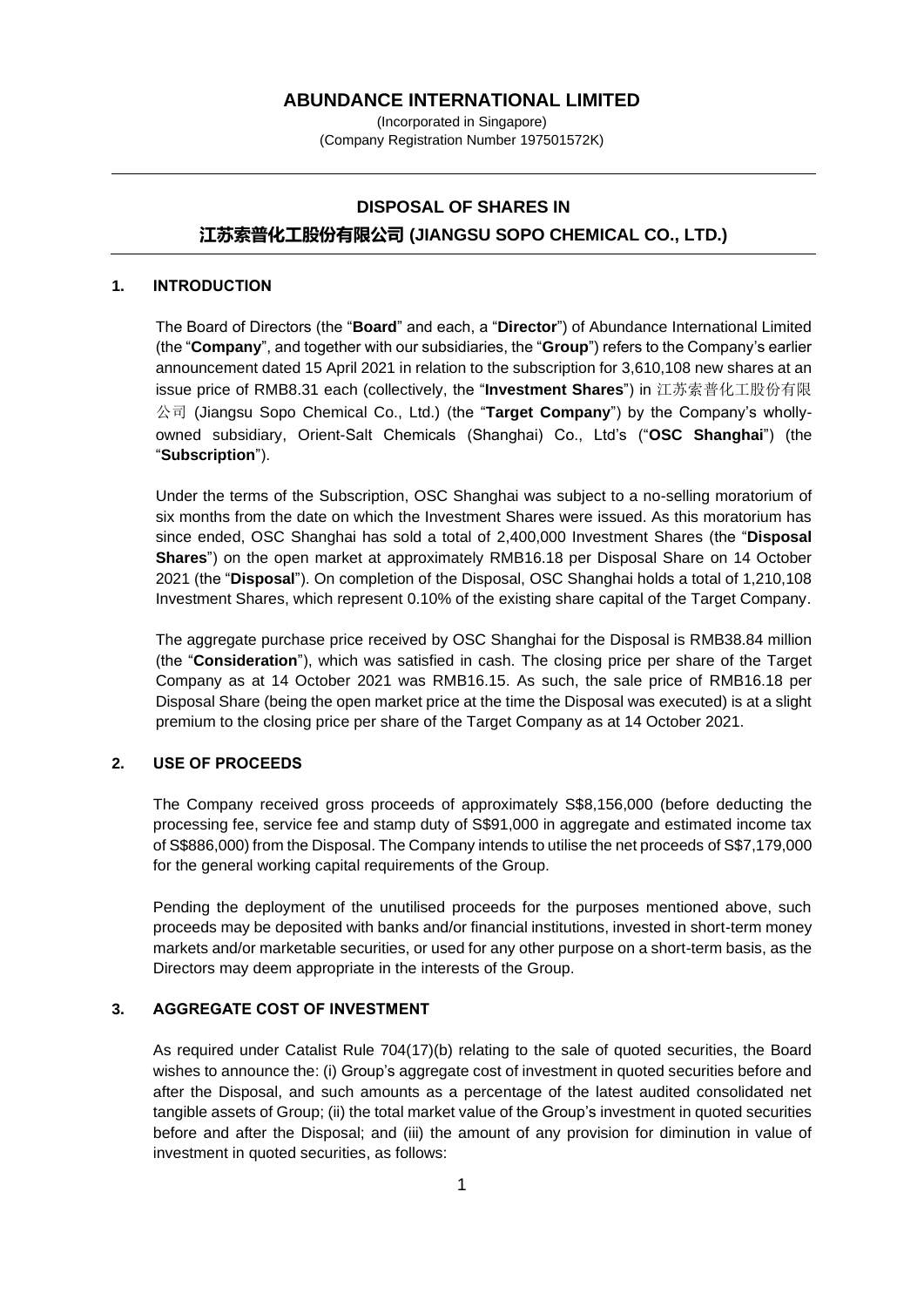# ABUNDANCE INTERNATIONAL LIMITED

(Incorporated in Singapore)
(Company Registration Number 197501572K)

---

## DISPOSAL OF SHARES IN
## 江苏索普化工股份有限公司 (JIANGSU SOPO CHEMICAL CO., LTD.)

---

### 1. INTRODUCTION

The Board of Directors (the "**Board**" and each, a "**Director**") of Abundance International Limited (the "**Company**", and together with our subsidiaries, the "**Group**") refers to the Company's earlier announcement dated 15 April 2021 in relation to the subscription for 3,610,108 new shares at an issue price of RMB8.31 each (collectively, the "**Investment Shares**") in 江苏索普化工股份有限公司 (Jiangsu Sopo Chemical Co., Ltd.) (the "**Target Company**") by the Company's wholly-owned subsidiary, Orient-Salt Chemicals (Shanghai) Co., Ltd's ("**OSC Shanghai**") (the "**Subscription**").

Under the terms of the Subscription, OSC Shanghai was subject to a no-selling moratorium of six months from the date on which the Investment Shares were issued. As this moratorium has since ended, OSC Shanghai has sold a total of 2,400,000 Investment Shares (the "**Disposal Shares**") on the open market at approximately RMB16.18 per Disposal Share on 14 October 2021 (the "**Disposal**"). On completion of the Disposal, OSC Shanghai holds a total of 1,210,108 Investment Shares, which represent 0.10% of the existing share capital of the Target Company.

The aggregate purchase price received by OSC Shanghai for the Disposal is RMB38.84 million (the "**Consideration**"), which was satisfied in cash. The closing price per share of the Target Company as at 14 October 2021 was RMB16.15. As such, the sale price of RMB16.18 per Disposal Share (being the open market price at the time the Disposal was executed) is at a slight premium to the closing price per share of the Target Company as at 14 October 2021.

### 2. USE OF PROCEEDS

The Company received gross proceeds of approximately S$8,156,000 (before deducting the processing fee, service fee and stamp duty of S$91,000 in aggregate and estimated income tax of S$886,000) from the Disposal. The Company intends to utilise the net proceeds of S$7,179,000 for the general working capital requirements of the Group.

Pending the deployment of the unutilised proceeds for the purposes mentioned above, such proceeds may be deposited with banks and/or financial institutions, invested in short-term money markets and/or marketable securities, or used for any other purpose on a short-term basis, as the Directors may deem appropriate in the interests of the Group.

### 3. AGGREGATE COST OF INVESTMENT

As required under Catalist Rule 704(17)(b) relating to the sale of quoted securities, the Board wishes to announce the: (i) Group's aggregate cost of investment in quoted securities before and after the Disposal, and such amounts as a percentage of the latest audited consolidated net tangible assets of Group; (ii) the total market value of the Group's investment in quoted securities before and after the Disposal; and (iii) the amount of any provision for diminution in value of investment in quoted securities, as follows: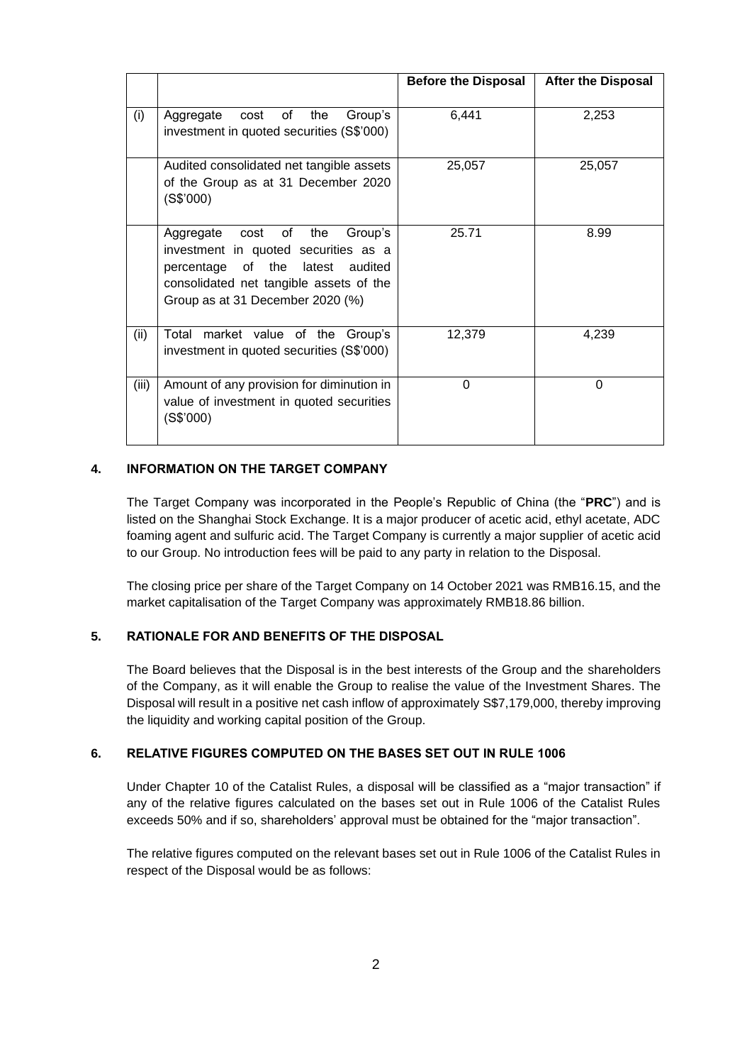| | | Before the Disposal | After the Disposal |
|---|---|---|---|
| (i) | Aggregate cost of the Group's investment in quoted securities (S$'000) | 6,441 | 2,253 |
| | Audited consolidated net tangible assets of the Group as at 31 December 2020 (S$'000) | 25,057 | 25,057 |
| | Aggregate cost of the Group's investment in quoted securities as a percentage of the latest audited consolidated net tangible assets of the Group as at 31 December 2020 (%) | 25.71 | 8.99 |
| (ii) | Total market value of the Group's investment in quoted securities (S$'000) | 12,379 | 4,239 |
| (iii) | Amount of any provision for diminution in value of investment in quoted securities (S$'000) | 0 | 0 |

## 4. INFORMATION ON THE TARGET COMPANY

The Target Company was incorporated in the People's Republic of China (the "**PRC**") and is listed on the Shanghai Stock Exchange. It is a major producer of acetic acid, ethyl acetate, ADC foaming agent and sulfuric acid. The Target Company is currently a major supplier of acetic acid to our Group. No introduction fees will be paid to any party in relation to the Disposal.

The closing price per share of the Target Company on 14 October 2021 was RMB16.15, and the market capitalisation of the Target Company was approximately RMB18.86 billion.

## 5. RATIONALE FOR AND BENEFITS OF THE DISPOSAL

The Board believes that the Disposal is in the best interests of the Group and the shareholders of the Company, as it will enable the Group to realise the value of the Investment Shares. The Disposal will result in a positive net cash inflow of approximately S$7,179,000, thereby improving the liquidity and working capital position of the Group.

## 6. RELATIVE FIGURES COMPUTED ON THE BASES SET OUT IN RULE 1006

Under Chapter 10 of the Catalist Rules, a disposal will be classified as a "major transaction" if any of the relative figures calculated on the bases set out in Rule 1006 of the Catalist Rules exceeds 50% and if so, shareholders' approval must be obtained for the "major transaction".

The relative figures computed on the relevant bases set out in Rule 1006 of the Catalist Rules in respect of the Disposal would be as follows: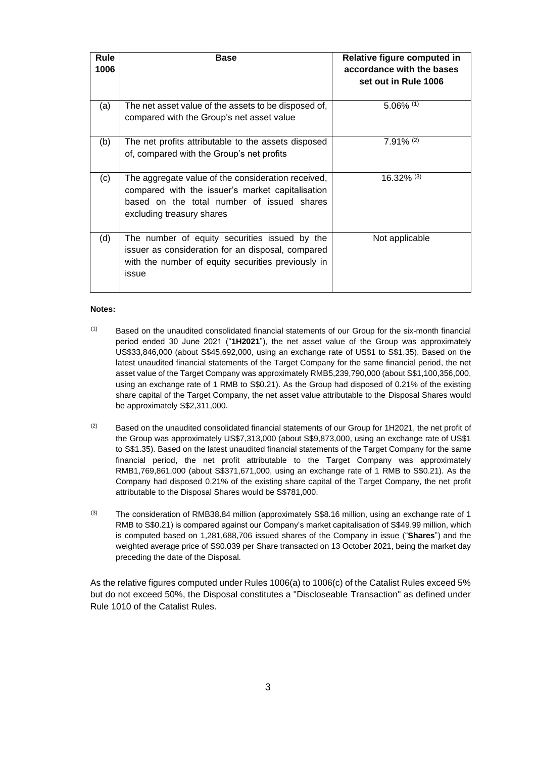| Rule 1006 | Base | Relative figure computed in accordance with the bases set out in Rule 1006 |
|---|---|---|
| (a) | The net asset value of the assets to be disposed of, compared with the Group's net asset value | 5.06% [(1)] |
| (b) | The net profits attributable to the assets disposed of, compared with the Group's net profits | 7.91% [(2)] |
| (c) | The aggregate value of the consideration received, compared with the issuer's market capitalisation based on the total number of issued shares excluding treasury shares | 16.32% [(3)] |
| (d) | The number of equity securities issued by the issuer as consideration for an disposal, compared with the number of equity securities previously in issue | Not applicable |

**Notes:**

[(1)] Based on the unaudited consolidated financial statements of our Group for the six-month financial period ended 30 June 2021 ("**1H2021**"), the net asset value of the Group was approximately US$33,846,000 (about S$45,692,000, using an exchange rate of US$1 to S$1.35). Based on the latest unaudited financial statements of the Target Company for the same financial period, the net asset value of the Target Company was approximately RMB5,239,790,000 (about S$1,100,356,000, using an exchange rate of 1 RMB to S$0.21). As the Group had disposed of 0.21% of the existing share capital of the Target Company, the net asset value attributable to the Disposal Shares would be approximately S$2,311,000.

[(2)] Based on the unaudited consolidated financial statements of our Group for 1H2021, the net profit of the Group was approximately US$7,313,000 (about S$9,873,000, using an exchange rate of US$1 to S$1.35). Based on the latest unaudited financial statements of the Target Company for the same financial period, the net profit attributable to the Target Company was approximately RMB1,769,861,000 (about S$371,671,000, using an exchange rate of 1 RMB to S$0.21). As the Company had disposed 0.21% of the existing share capital of the Target Company, the net profit attributable to the Disposal Shares would be S$781,000.

[(3)] The consideration of RMB38.84 million (approximately S$8.16 million, using an exchange rate of 1 RMB to S$0.21) is compared against our Company's market capitalisation of S$49.99 million, which is computed based on 1,281,688,706 issued shares of the Company in issue ("**Shares**") and the weighted average price of S$0.039 per Share transacted on 13 October 2021, being the market day preceding the date of the Disposal.

As the relative figures computed under Rules 1006(a) to 1006(c) of the Catalist Rules exceed 5% but do not exceed 50%, the Disposal constitutes a "Discloseable Transaction" as defined under Rule 1010 of the Catalist Rules.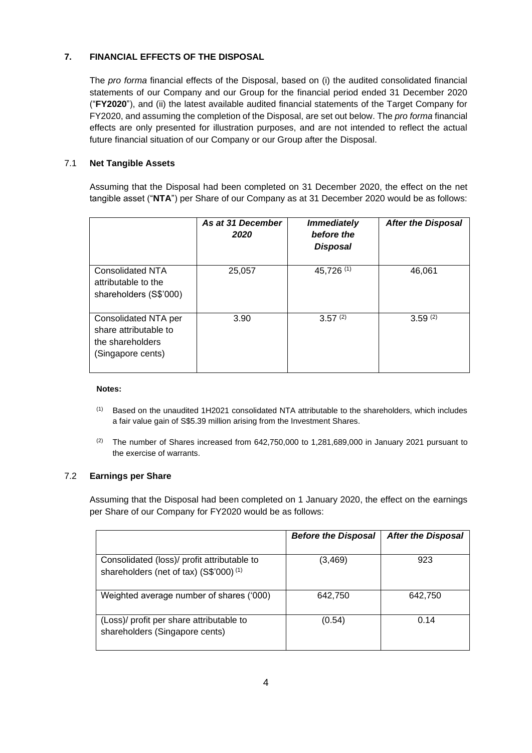## 7. FINANCIAL EFFECTS OF THE DISPOSAL

The *pro forma* financial effects of the Disposal, based on (i) the audited consolidated financial statements of our Company and our Group for the financial period ended 31 December 2020 ("**FY2020**"), and (ii) the latest available audited financial statements of the Target Company for FY2020, and assuming the completion of the Disposal, are set out below. The *pro forma* financial effects are only presented for illustration purposes, and are not intended to reflect the actual future financial situation of our Company or our Group after the Disposal.

### 7.1 Net Tangible Assets

Assuming that the Disposal had been completed on 31 December 2020, the effect on the net tangible asset ("**NTA**") per Share of our Company as at 31 December 2020 would be as follows:

| | ***As at 31 December 2020*** | ***Immediately before the Disposal*** | ***After the Disposal*** |
|---|---|---|---|
| Consolidated NTA attributable to the shareholders (S$'000) | 25,057 | 45,726 [(1)] | 46,061 |
| Consolidated NTA per share attributable to the shareholders (Singapore cents) | 3.90 | 3.57 [(2)] | 3.59 [(2)] |

**Notes:**

(1) Based on the unaudited 1H2021 consolidated NTA attributable to the shareholders, which includes a fair value gain of S$5.39 million arising from the Investment Shares.

(2) The number of Shares increased from 642,750,000 to 1,281,689,000 in January 2021 pursuant to the exercise of warrants.

### 7.2 Earnings per Share

Assuming that the Disposal had been completed on 1 January 2020, the effect on the earnings per Share of our Company for FY2020 would be as follows:

| | ***Before the Disposal*** | ***After the Disposal*** |
|---|---|---|
| Consolidated (loss)/ profit attributable to shareholders (net of tax) (S$'000) [(1)] | (3,469) | 923 |
| Weighted average number of shares ('000) | 642,750 | 642,750 |
| (Loss)/ profit per share attributable to shareholders (Singapore cents) | (0.54) | 0.14 |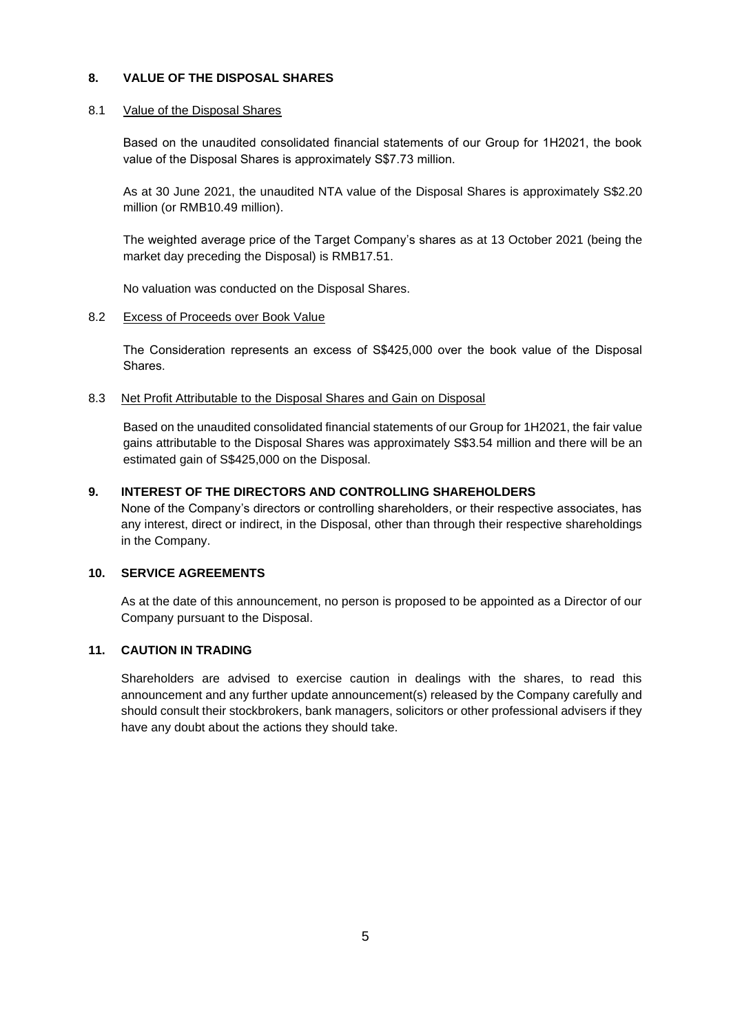## 8. VALUE OF THE DISPOSAL SHARES

8.1 Value of the Disposal Shares

Based on the unaudited consolidated financial statements of our Group for 1H2021, the book value of the Disposal Shares is approximately S$7.73 million.

As at 30 June 2021, the unaudited NTA value of the Disposal Shares is approximately S$2.20 million (or RMB10.49 million).

The weighted average price of the Target Company's shares as at 13 October 2021 (being the market day preceding the Disposal) is RMB17.51.

No valuation was conducted on the Disposal Shares.

8.2 Excess of Proceeds over Book Value

The Consideration represents an excess of S$425,000 over the book value of the Disposal Shares.

8.3 Net Profit Attributable to the Disposal Shares and Gain on Disposal

Based on the unaudited consolidated financial statements of our Group for 1H2021, the fair value gains attributable to the Disposal Shares was approximately S$3.54 million and there will be an estimated gain of S$425,000 on the Disposal.

## 9. INTEREST OF THE DIRECTORS AND CONTROLLING SHAREHOLDERS

None of the Company's directors or controlling shareholders, or their respective associates, has any interest, direct or indirect, in the Disposal, other than through their respective shareholdings in the Company.

## 10. SERVICE AGREEMENTS

As at the date of this announcement, no person is proposed to be appointed as a Director of our Company pursuant to the Disposal.

## 11. CAUTION IN TRADING

Shareholders are advised to exercise caution in dealings with the shares, to read this announcement and any further update announcement(s) released by the Company carefully and should consult their stockbrokers, bank managers, solicitors or other professional advisers if they have any doubt about the actions they should take.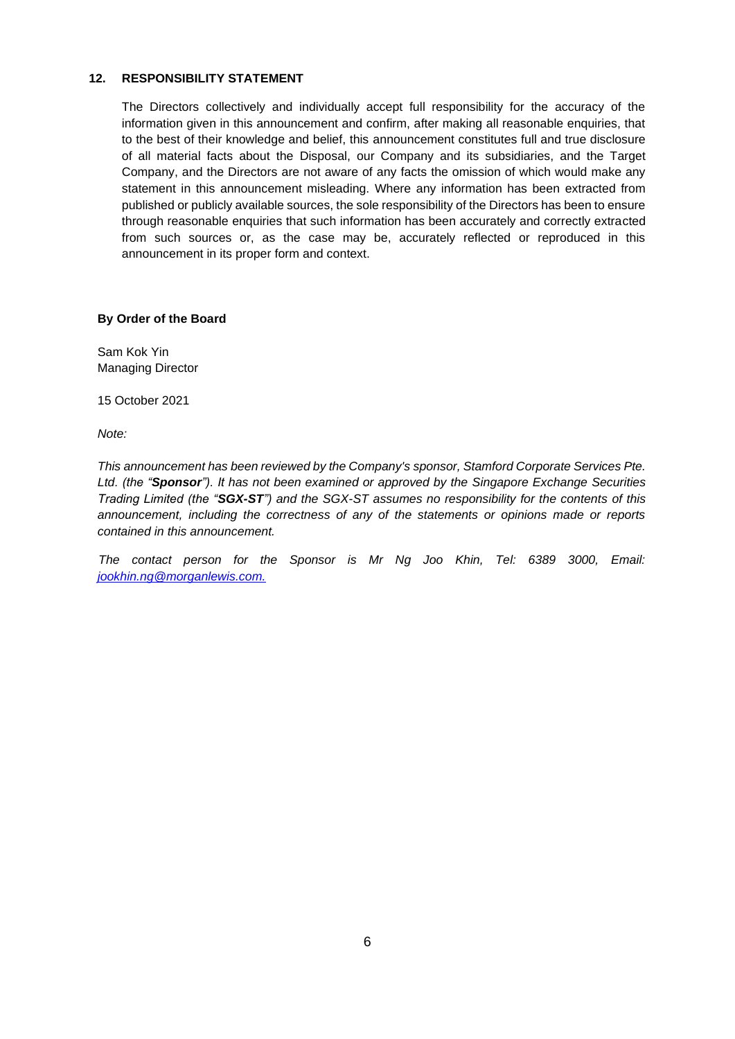## 12. RESPONSIBILITY STATEMENT

The Directors collectively and individually accept full responsibility for the accuracy of the information given in this announcement and confirm, after making all reasonable enquiries, that to the best of their knowledge and belief, this announcement constitutes full and true disclosure of all material facts about the Disposal, our Company and its subsidiaries, and the Target Company, and the Directors are not aware of any facts the omission of which would make any statement in this announcement misleading. Where any information has been extracted from published or publicly available sources, the sole responsibility of the Directors has been to ensure through reasonable enquiries that such information has been accurately and correctly extracted from such sources or, as the case may be, accurately reflected or reproduced in this announcement in its proper form and context.

**By Order of the Board**

Sam Kok Yin
Managing Director

15 October 2021

*Note:*

*This announcement has been reviewed by the Company's sponsor, Stamford Corporate Services Pte. Ltd. (the "**Sponsor**"). It has not been examined or approved by the Singapore Exchange Securities Trading Limited (the "**SGX-ST**") and the SGX-ST assumes no responsibility for the contents of this announcement, including the correctness of any of the statements or opinions made or reports contained in this announcement.*

*The contact person for the Sponsor is Mr Ng Joo Khin, Tel: 6389 3000, Email: jookhin.ng@morganlewis.com.*